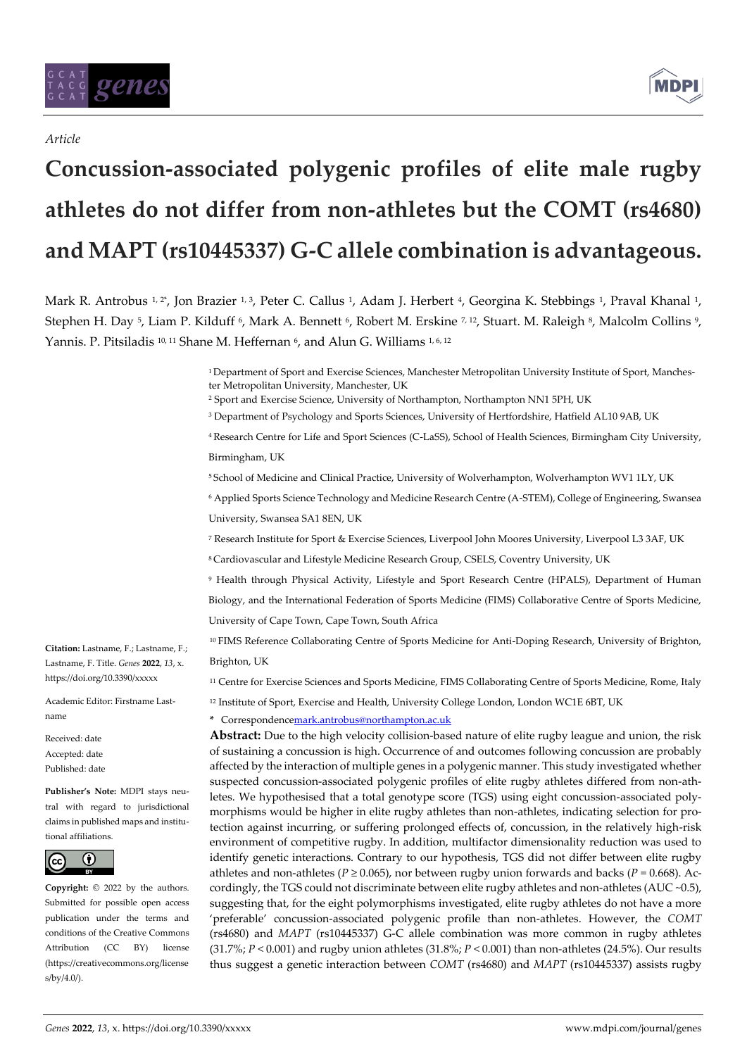*Article*

# Concussion-associated polygenic profiles of elite male rugby athletes do not differ from non-athletes but the COMT (rs4680) and MAPT (rs10445337) G-C allele combination is advantageous.

Mark R. Antrobus [1,2*], Jon Brazier [1,3], Peter C. Callus [1], Adam J. Herbert [4], Georgina K. Stebbings [1], Praval Khanal [1], Stephen H. Day [5], Liam P. Kilduff [6], Mark A. Bennett [6], Robert M. Erskine [7,12], Stuart. M. Raleigh [8], Malcolm Collins [9], Yannis. P. Pitsiladis [10,11] Shane M. Heffernan [6], and Alun G. Williams [1,6,12]

[1] Department of Sport and Exercise Sciences, Manchester Metropolitan University Institute of Sport, Manchester Metropolitan University, Manchester, UK

[2] Sport and Exercise Science, University of Northampton, Northampton NN1 5PH, UK

[3] Department of Psychology and Sports Sciences, University of Hertfordshire, Hatfield AL10 9AB, UK

[4] Research Centre for Life and Sport Sciences (C-LaSS), School of Health Sciences, Birmingham City University, Birmingham, UK

[5] School of Medicine and Clinical Practice, University of Wolverhampton, Wolverhampton WV1 1LY, UK

[6] Applied Sports Science Technology and Medicine Research Centre (A-STEM), College of Engineering, Swansea University, Swansea SA1 8EN, UK

[7] Research Institute for Sport & Exercise Sciences, Liverpool John Moores University, Liverpool L3 3AF, UK

[8] Cardiovascular and Lifestyle Medicine Research Group, CSELS, Coventry University, UK

[9] Health through Physical Activity, Lifestyle and Sport Research Centre (HPALS), Department of Human Biology, and the International Federation of Sports Medicine (FIMS) Collaborative Centre of Sports Medicine, University of Cape Town, Cape Town, South Africa

[10] FIMS Reference Collaborating Centre of Sports Medicine for Anti-Doping Research, University of Brighton, Brighton, UK

[11] Centre for Exercise Sciences and Sports Medicine, FIMS Collaborating Centre of Sports Medicine, Rome, Italy

[12] Institute of Sport, Exercise and Health, University College London, London WC1E 6BT, UK

\* Correspondencemark.antrobus@northampton.ac.uk

**Citation:** Lastname, F.; Lastname, F.; Lastname, F. Title. *Genes* **2022**, *13*, x. https://doi.org/10.3390/xxxxx

Academic Editor: Firstname Lastname

Received: date

Accepted: date

Published: date

**Publisher's Note:** MDPI stays neutral with regard to jurisdictional claims in published maps and institutional affiliations.

**Copyright:** © 2022 by the authors. Submitted for possible open access publication under the terms and conditions of the Creative Commons Attribution (CC BY) license (https://creativecommons.org/licenses/by/4.0/).

**Abstract:** Due to the high velocity collision-based nature of elite rugby league and union, the risk of sustaining a concussion is high. Occurrence of and outcomes following concussion are probably affected by the interaction of multiple genes in a polygenic manner. This study investigated whether suspected concussion-associated polygenic profiles of elite rugby athletes differed from non-athletes. We hypothesised that a total genotype score (TGS) using eight concussion-associated polymorphisms would be higher in elite rugby athletes than non-athletes, indicating selection for protection against incurring, or suffering prolonged effects of, concussion, in the relatively high-risk environment of competitive rugby. In addition, multifactor dimensionality reduction was used to identify genetic interactions. Contrary to our hypothesis, TGS did not differ between elite rugby athletes and non-athletes ($P \geq 0.065$), nor between rugby union forwards and backs ($P = 0.668$). Accordingly, the TGS could not discriminate between elite rugby athletes and non-athletes (AUC ~0.5), suggesting that, for the eight polymorphisms investigated, elite rugby athletes do not have a more 'preferable' concussion-associated polygenic profile than non-athletes. However, the *COMT* (rs4680) and *MAPT* (rs10445337) G-C allele combination was more common in rugby athletes (31.7%; $P < 0.001$) and rugby union athletes (31.8%; $P < 0.001$) than non-athletes (24.5%). Our results thus suggest a genetic interaction between *COMT* (rs4680) and *MAPT* (rs10445337) assists rugby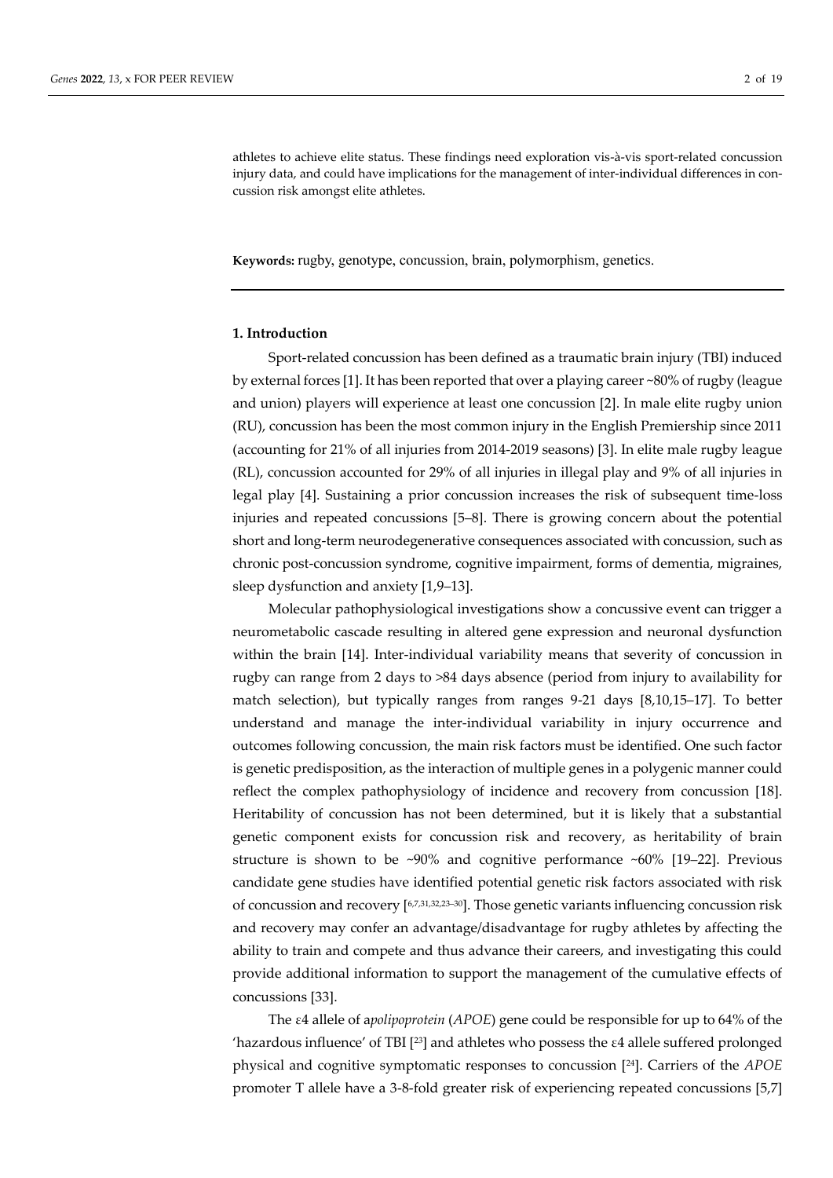athletes to achieve elite status. These findings need exploration vis-à-vis sport-related concussion injury data, and could have implications for the management of inter-individual differences in concussion risk amongst elite athletes.

**Keywords:** rugby, genotype, concussion, brain, polymorphism, genetics.

## 1. Introduction

Sport-related concussion has been defined as a traumatic brain injury (TBI) induced by external forces [1]. It has been reported that over a playing career ~80% of rugby (league and union) players will experience at least one concussion [2]. In male elite rugby union (RU), concussion has been the most common injury in the English Premiership since 2011 (accounting for 21% of all injuries from 2014-2019 seasons) [3]. In elite male rugby league (RL), concussion accounted for 29% of all injuries in illegal play and 9% of all injuries in legal play [4]. Sustaining a prior concussion increases the risk of subsequent time-loss injuries and repeated concussions [5–8]. There is growing concern about the potential short and long-term neurodegenerative consequences associated with concussion, such as chronic post-concussion syndrome, cognitive impairment, forms of dementia, migraines, sleep dysfunction and anxiety [1,9–13].

Molecular pathophysiological investigations show a concussive event can trigger a neurometabolic cascade resulting in altered gene expression and neuronal dysfunction within the brain [14]. Inter-individual variability means that severity of concussion in rugby can range from 2 days to >84 days absence (period from injury to availability for match selection), but typically ranges from ranges 9-21 days [8,10,15–17]. To better understand and manage the inter-individual variability in injury occurrence and outcomes following concussion, the main risk factors must be identified. One such factor is genetic predisposition, as the interaction of multiple genes in a polygenic manner could reflect the complex pathophysiology of incidence and recovery from concussion [18]. Heritability of concussion has not been determined, but it is likely that a substantial genetic component exists for concussion risk and recovery, as heritability of brain structure is shown to be ~90% and cognitive performance ~60% [19–22]. Previous candidate gene studies have identified potential genetic risk factors associated with risk of concussion and recovery [6,7,31,32,23–30]. Those genetic variants influencing concussion risk and recovery may confer an advantage/disadvantage for rugby athletes by affecting the ability to train and compete and thus advance their careers, and investigating this could provide additional information to support the management of the cumulative effects of concussions [33].

The ε4 allele of a*polipoprotein* (*APOE*) gene could be responsible for up to 64% of the 'hazardous influence' of TBI [23] and athletes who possess the ε4 allele suffered prolonged physical and cognitive symptomatic responses to concussion [24]. Carriers of the *APOE* promoter T allele have a 3-8-fold greater risk of experiencing repeated concussions [5,7]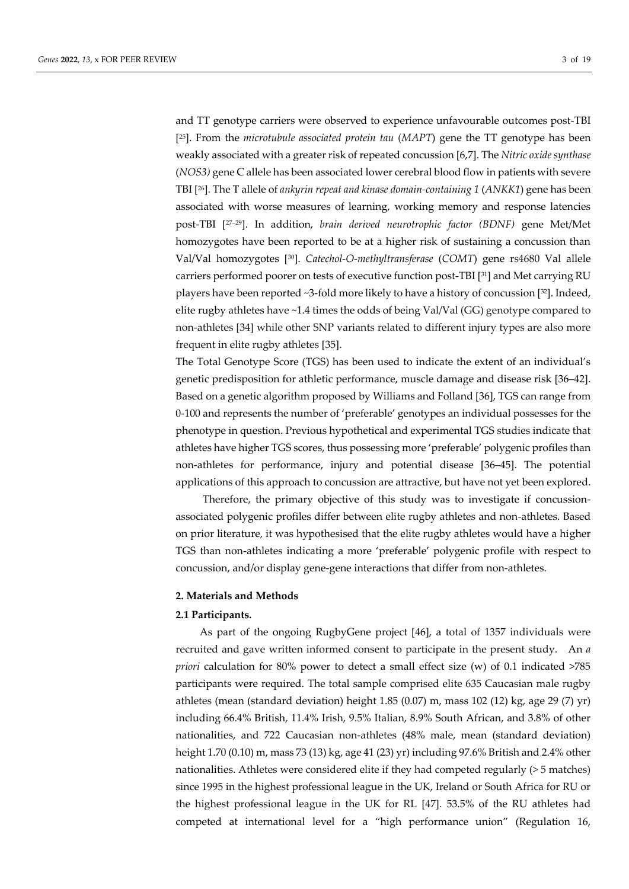and TT genotype carriers were observed to experience unfavourable outcomes post-TBI [25]. From the *microtubule associated protein tau* (*MAPT*) gene the TT genotype has been weakly associated with a greater risk of repeated concussion [6,7]. The *Nitric oxide synthase* (*NOS3)* gene C allele has been associated lower cerebral blood flow in patients with severe TBI [26]. The T allele of *ankyrin repeat and kinase domain-containing 1* (*ANKK1*) gene has been associated with worse measures of learning, working memory and response latencies post-TBI [27–29]. In addition, *brain derived neurotrophic factor (BDNF)* gene Met/Met homozygotes have been reported to be at a higher risk of sustaining a concussion than Val/Val homozygotes [30]. *Catechol-O-methyltransferase* (*COMT*) gene rs4680 Val allele carriers performed poorer on tests of executive function post-TBI [31] and Met carrying RU players have been reported ~3-fold more likely to have a history of concussion [32]. Indeed, elite rugby athletes have ~1.4 times the odds of being Val/Val (GG) genotype compared to non-athletes [34] while other SNP variants related to different injury types are also more frequent in elite rugby athletes [35].

The Total Genotype Score (TGS) has been used to indicate the extent of an individual's genetic predisposition for athletic performance, muscle damage and disease risk [36–42]. Based on a genetic algorithm proposed by Williams and Folland [36], TGS can range from 0-100 and represents the number of 'preferable' genotypes an individual possesses for the phenotype in question. Previous hypothetical and experimental TGS studies indicate that athletes have higher TGS scores, thus possessing more 'preferable' polygenic profiles than non-athletes for performance, injury and potential disease [36–45]. The potential applications of this approach to concussion are attractive, but have not yet been explored.

Therefore, the primary objective of this study was to investigate if concussion-associated polygenic profiles differ between elite rugby athletes and non-athletes. Based on prior literature, it was hypothesised that the elite rugby athletes would have a higher TGS than non-athletes indicating a more 'preferable' polygenic profile with respect to concussion, and/or display gene-gene interactions that differ from non-athletes.

## 2. Materials and Methods

### 2.1 Participants.

As part of the ongoing RugbyGene project [46], a total of 1357 individuals were recruited and gave written informed consent to participate in the present study. An *a priori* calculation for 80% power to detect a small effect size (w) of 0.1 indicated >785 participants were required. The total sample comprised elite 635 Caucasian male rugby athletes (mean (standard deviation) height 1.85 (0.07) m, mass 102 (12) kg, age 29 (7) yr) including 66.4% British, 11.4% Irish, 9.5% Italian, 8.9% South African, and 3.8% of other nationalities, and 722 Caucasian non-athletes (48% male, mean (standard deviation) height 1.70 (0.10) m, mass 73 (13) kg, age 41 (23) yr) including 97.6% British and 2.4% other nationalities. Athletes were considered elite if they had competed regularly (> 5 matches) since 1995 in the highest professional league in the UK, Ireland or South Africa for RU or the highest professional league in the UK for RL [47]. 53.5% of the RU athletes had competed at international level for a "high performance union" (Regulation 16,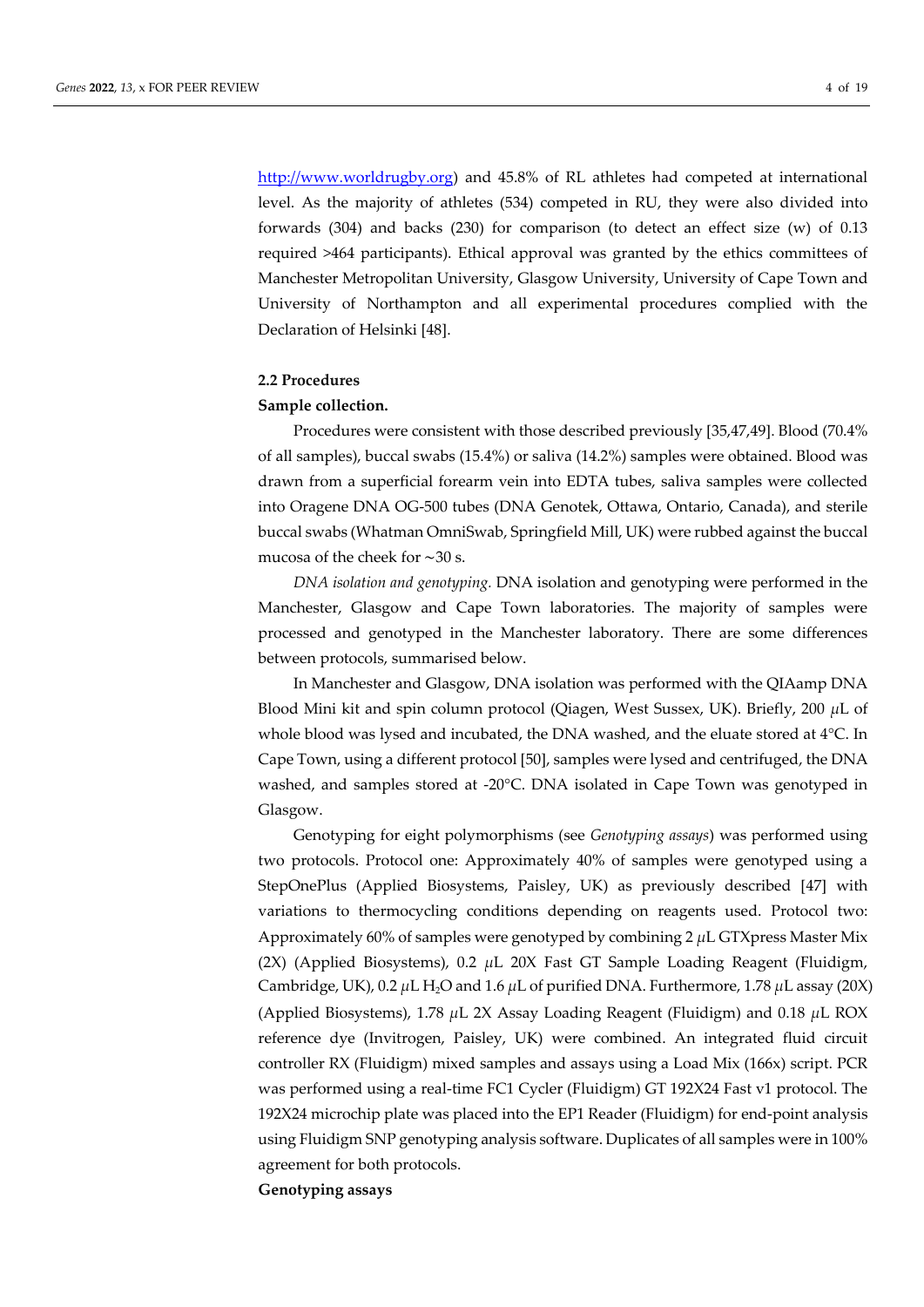http://www.worldrugby.org) and 45.8% of RL athletes had competed at international level. As the majority of athletes (534) competed in RU, they were also divided into forwards (304) and backs (230) for comparison (to detect an effect size (w) of 0.13 required >464 participants). Ethical approval was granted by the ethics committees of Manchester Metropolitan University, Glasgow University, University of Cape Town and University of Northampton and all experimental procedures complied with the Declaration of Helsinki [48].

## 2.2 Procedures

**Sample collection.**

Procedures were consistent with those described previously [35,47,49]. Blood (70.4% of all samples), buccal swabs (15.4%) or saliva (14.2%) samples were obtained. Blood was drawn from a superficial forearm vein into EDTA tubes, saliva samples were collected into Oragene DNA OG-500 tubes (DNA Genotek, Ottawa, Ontario, Canada), and sterile buccal swabs (Whatman OmniSwab, Springfield Mill, UK) were rubbed against the buccal mucosa of the cheek for ~30 s.

*DNA isolation and genotyping.* DNA isolation and genotyping were performed in the Manchester, Glasgow and Cape Town laboratories. The majority of samples were processed and genotyped in the Manchester laboratory. There are some differences between protocols, summarised below.

In Manchester and Glasgow, DNA isolation was performed with the QIAamp DNA Blood Mini kit and spin column protocol (Qiagen, West Sussex, UK). Briefly, 200 μL of whole blood was lysed and incubated, the DNA washed, and the eluate stored at 4°C. In Cape Town, using a different protocol [50], samples were lysed and centrifuged, the DNA washed, and samples stored at -20°C. DNA isolated in Cape Town was genotyped in Glasgow.

Genotyping for eight polymorphisms (see *Genotyping assays*) was performed using two protocols. Protocol one: Approximately 40% of samples were genotyped using a StepOnePlus (Applied Biosystems, Paisley, UK) as previously described [47] with variations to thermocycling conditions depending on reagents used. Protocol two: Approximately 60% of samples were genotyped by combining 2 μL GTXpress Master Mix (2X) (Applied Biosystems), 0.2 μL 20X Fast GT Sample Loading Reagent (Fluidigm, Cambridge, UK), 0.2 μL $H_2O$ and 1.6 μL of purified DNA. Furthermore, 1.78 μL assay (20X) (Applied Biosystems), 1.78 μL 2X Assay Loading Reagent (Fluidigm) and 0.18 μL ROX reference dye (Invitrogen, Paisley, UK) were combined. An integrated fluid circuit controller RX (Fluidigm) mixed samples and assays using a Load Mix (166x) script. PCR was performed using a real-time FC1 Cycler (Fluidigm) GT 192X24 Fast v1 protocol. The 192X24 microchip plate was placed into the EP1 Reader (Fluidigm) for end-point analysis using Fluidigm SNP genotyping analysis software. Duplicates of all samples were in 100% agreement for both protocols.

**Genotyping assays**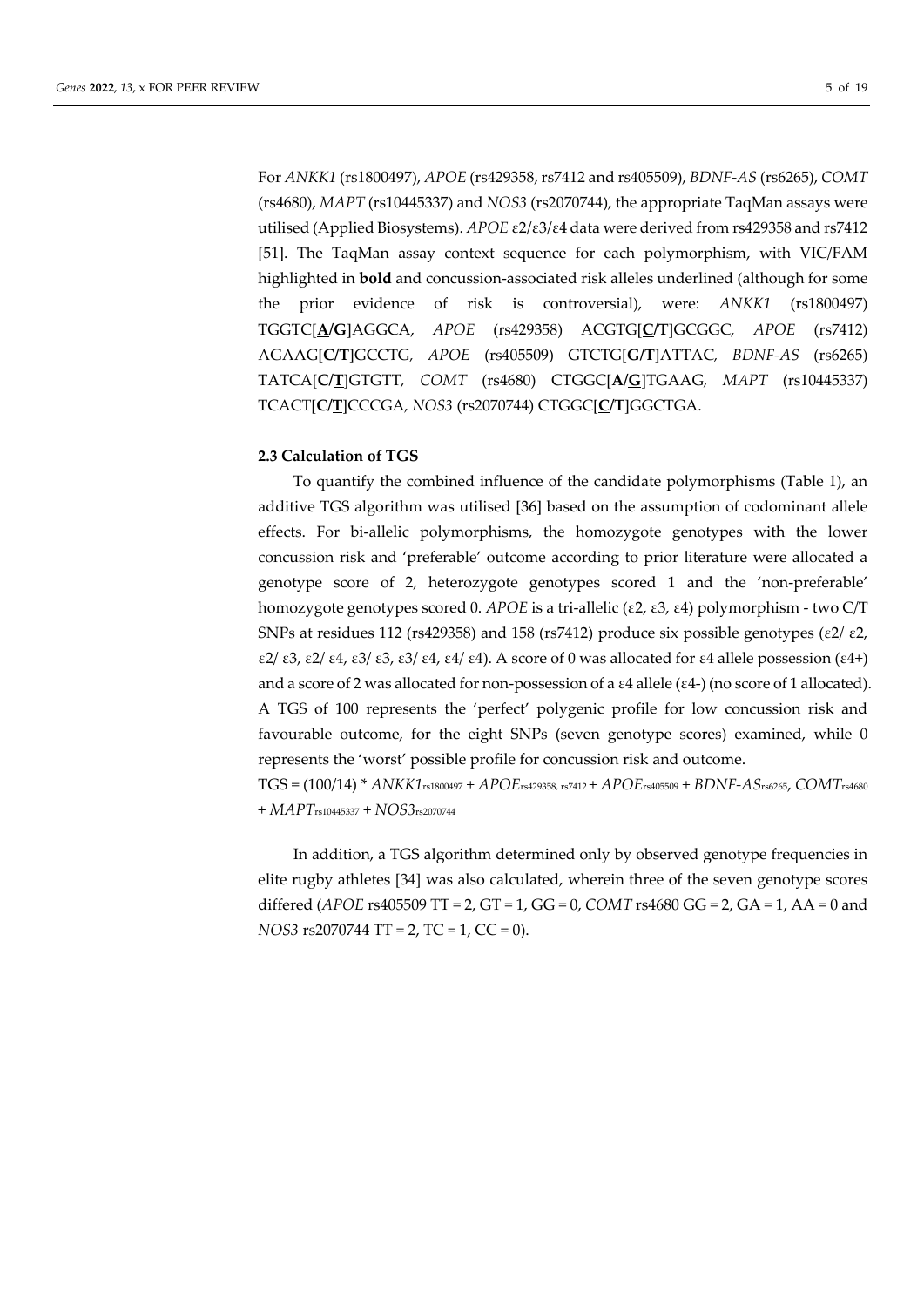For *ANKK1* (rs1800497), *APOE* (rs429358, rs7412 and rs405509), *BDNF-AS* (rs6265), *COMT* (rs4680), *MAPT* (rs10445337) and *NOS3* (rs2070744), the appropriate TaqMan assays were utilised (Applied Biosystems). *APOE* ε2/ε3/ε4 data were derived from rs429358 and rs7412 [51]. The TaqMan assay context sequence for each polymorphism, with VIC/FAM highlighted in **bold** and concussion-associated risk alleles underlined (although for some the prior evidence of risk is controversial), were: *ANKK1* (rs1800497) TGGTC[**<u>A</u>/G**]AGGCA, *APOE* (rs429358) ACGTG[**<u>C</u>/T**]GCGGC, *APOE* (rs7412) AGAAG[**<u>C</u>/T**]GCCTG, *APOE* (rs405509) GTCTG[**G/<u>T</u>**]ATTAC, *BDNF-AS* (rs6265) TATCA[**C/<u>T</u>**]GTGTT, *COMT* (rs4680) CTGGC[**A/<u>G</u>**]TGAAG, *MAPT* (rs10445337) TCACT[**C/<u>T</u>**]CCCGA, *NOS3* (rs2070744) CTGGC[**<u>C</u>/T**]GGCTGA.

### 2.3 Calculation of TGS

To quantify the combined influence of the candidate polymorphisms (Table 1), an additive TGS algorithm was utilised [36] based on the assumption of codominant allele effects. For bi-allelic polymorphisms, the homozygote genotypes with the lower concussion risk and 'preferable' outcome according to prior literature were allocated a genotype score of 2, heterozygote genotypes scored 1 and the 'non-preferable' homozygote genotypes scored 0. *APOE* is a tri-allelic (ε2, ε3, ε4) polymorphism - two C/T SNPs at residues 112 (rs429358) and 158 (rs7412) produce six possible genotypes (ε2/ ε2, ε2/ ε3, ε2/ ε4, ε3/ ε3, ε3/ ε4, ε4/ ε4). A score of 0 was allocated for ε4 allele possession (ε4+) and a score of 2 was allocated for non-possession of a ε4 allele (ε4-) (no score of 1 allocated). A TGS of 100 represents the 'perfect' polygenic profile for low concussion risk and favourable outcome, for the eight SNPs (seven genotype scores) examined, while 0 represents the 'worst' possible profile for concussion risk and outcome.

$$TGS = (100/14) * ANKK1_{rs1800497} + APOE_{rs429358,\ rs7412} + APOE_{rs405509} + BDNF\text{-}AS_{rs6265}, COMT_{rs4680} + MAPT_{rs10445337} + NOS3_{rs2070744}$$

In addition, a TGS algorithm determined only by observed genotype frequencies in elite rugby athletes [34] was also calculated, wherein three of the seven genotype scores differed (*APOE* rs405509 TT = 2, GT = 1, GG = 0, *COMT* rs4680 GG = 2, GA = 1, AA = 0 and *NOS3* rs2070744 TT = 2, TC = 1, CC = 0).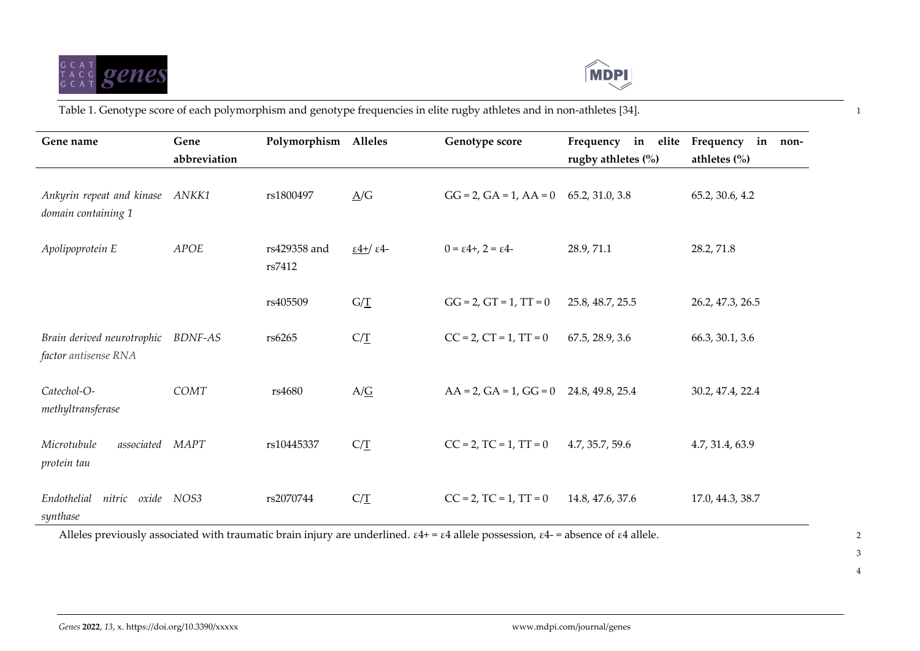Table 1. Genotype score of each polymorphism and genotype frequencies in elite rugby athletes and in non-athletes [34].

| Gene name | Gene abbreviation | Polymorphism | Alleles | Genotype score | Frequency in elite rugby athletes (%) | Frequency in non-athletes (%) |
|---|---|---|---|---|---|---|
| *Ankyrin repeat and kinase domain containing 1* | *ANKK1* | rs1800497 | <u>A</u>/G | GG = 2, GA = 1, AA = 0 | 65.2, 31.0, 3.8 | 65.2, 30.6, 4.2 |
| *Apolipoprotein E* | *APOE* | rs429358 and rs7412 | <u>ε4+</u>/ ε4- | 0 = ε4+, 2 = ε4- | 28.9, 71.1 | 28.2, 71.8 |
| | | rs405509 | G/<u>T</u> | GG = 2, GT = 1, TT = 0 | 25.8, 48.7, 25.5 | 26.2, 47.3, 26.5 |
| *Brain derived neurotrophic factor antisense RNA* | *BDNF-AS* | rs6265 | C/<u>T</u> | CC = 2, CT = 1, TT = 0 | 67.5, 28.9, 3.6 | 66.3, 30.1, 3.6 |
| *Catechol-O-methyltransferase* | *COMT* | rs4680 | A/<u>G</u> | AA = 2, GA = 1, GG = 0 | 24.8, 49.8, 25.4 | 30.2, 47.4, 22.4 |
| *Microtubule associated protein tau* | *MAPT* | rs10445337 | C/<u>T</u> | CC = 2, TC = 1, TT = 0 | 4.7, 35.7, 59.6 | 4.7, 31.4, 63.9 |
| *Endothelial nitric oxide synthase* | *NOS3* | rs2070744 | C/<u>T</u> | CC = 2, TC = 1, TT = 0 | 14.8, 47.6, 37.6 | 17.0, 44.3, 38.7 |

Alleles previously associated with traumatic brain injury are underlined. ε4+ = ε4 allele possession, ε4- = absence of ε4 allele.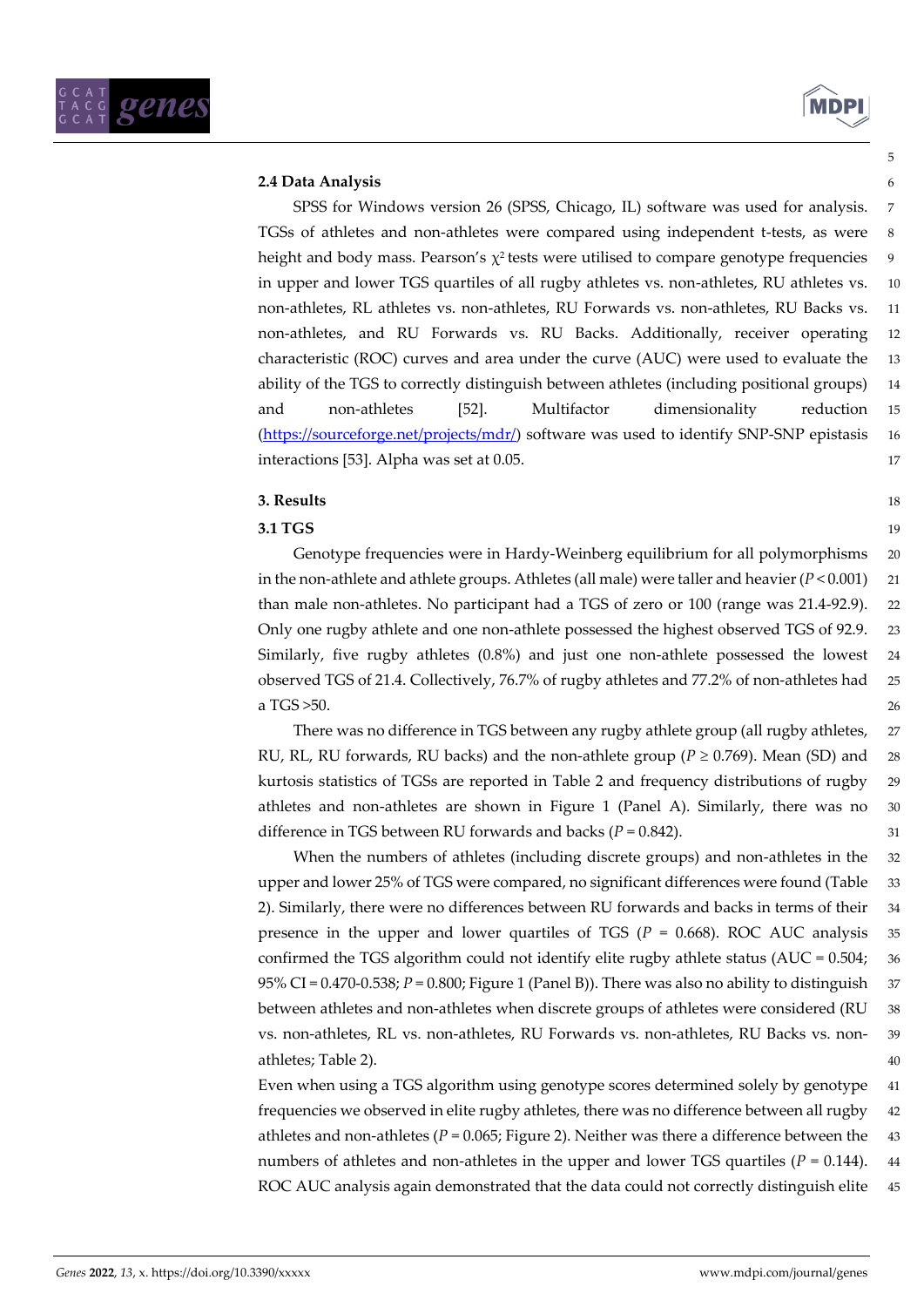### 2.4 Data Analysis

SPSS for Windows version 26 (SPSS, Chicago, IL) software was used for analysis. TGSs of athletes and non-athletes were compared using independent t-tests, as were height and body mass. Pearson's $\chi^2$ tests were utilised to compare genotype frequencies in upper and lower TGS quartiles of all rugby athletes vs. non-athletes, RU athletes vs. non-athletes, RL athletes vs. non-athletes, RU Forwards vs. non-athletes, RU Backs vs. non-athletes, and RU Forwards vs. RU Backs. Additionally, receiver operating characteristic (ROC) curves and area under the curve (AUC) were used to evaluate the ability of the TGS to correctly distinguish between athletes (including positional groups) and non-athletes [52]. Multifactor dimensionality reduction (https://sourceforge.net/projects/mdr/) software was used to identify SNP-SNP epistasis interactions [53]. Alpha was set at 0.05.

## 3. Results

### 3.1 TGS

Genotype frequencies were in Hardy-Weinberg equilibrium for all polymorphisms in the non-athlete and athlete groups. Athletes (all male) were taller and heavier ($P < 0.001$) than male non-athletes. No participant had a TGS of zero or 100 (range was 21.4-92.9). Only one rugby athlete and one non-athlete possessed the highest observed TGS of 92.9. Similarly, five rugby athletes (0.8%) and just one non-athlete possessed the lowest observed TGS of 21.4. Collectively, 76.7% of rugby athletes and 77.2% of non-athletes had a TGS >50.

There was no difference in TGS between any rugby athlete group (all rugby athletes, RU, RL, RU forwards, RU backs) and the non-athlete group ($P \geq 0.769$). Mean (SD) and kurtosis statistics of TGSs are reported in Table 2 and frequency distributions of rugby athletes and non-athletes are shown in Figure 1 (Panel A). Similarly, there was no difference in TGS between RU forwards and backs ($P = 0.842$).

When the numbers of athletes (including discrete groups) and non-athletes in the upper and lower 25% of TGS were compared, no significant differences were found (Table 2). Similarly, there were no differences between RU forwards and backs in terms of their presence in the upper and lower quartiles of TGS ($P = 0.668$). ROC AUC analysis confirmed the TGS algorithm could not identify elite rugby athlete status (AUC = 0.504; 95% CI = 0.470-0.538; $P = 0.800$; Figure 1 (Panel B)). There was also no ability to distinguish between athletes and non-athletes when discrete groups of athletes were considered (RU vs. non-athletes, RL vs. non-athletes, RU Forwards vs. non-athletes, RU Backs vs. non-athletes; Table 2).

Even when using a TGS algorithm using genotype scores determined solely by genotype frequencies we observed in elite rugby athletes, there was no difference between all rugby athletes and non-athletes ($P = 0.065$; Figure 2). Neither was there a difference between the numbers of athletes and non-athletes in the upper and lower TGS quartiles ($P = 0.144$). ROC AUC analysis again demonstrated that the data could not correctly distinguish elite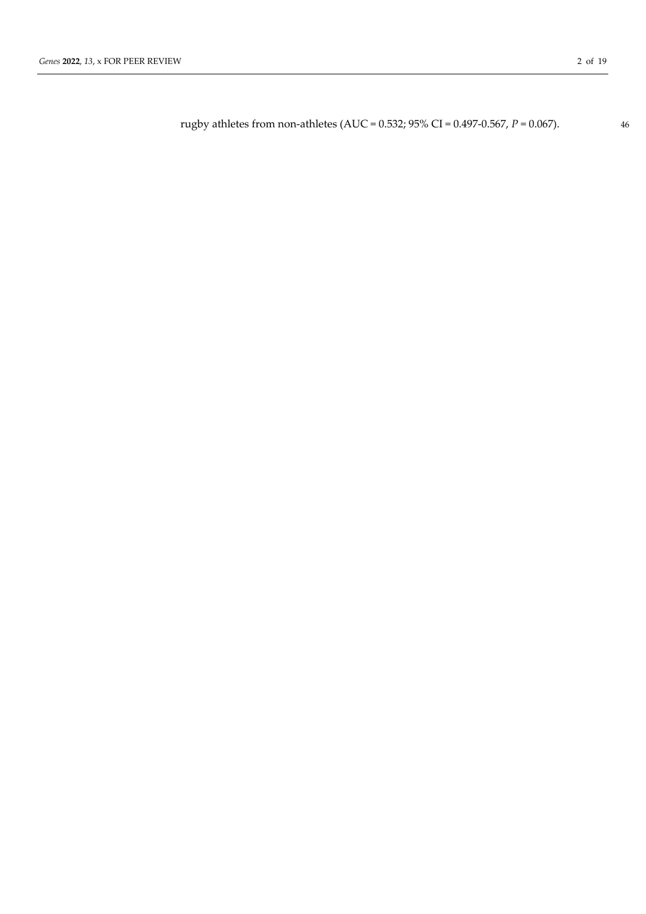rugby athletes from non-athletes (AUC = 0.532; 95% CI = 0.497-0.567, $P = 0.067$).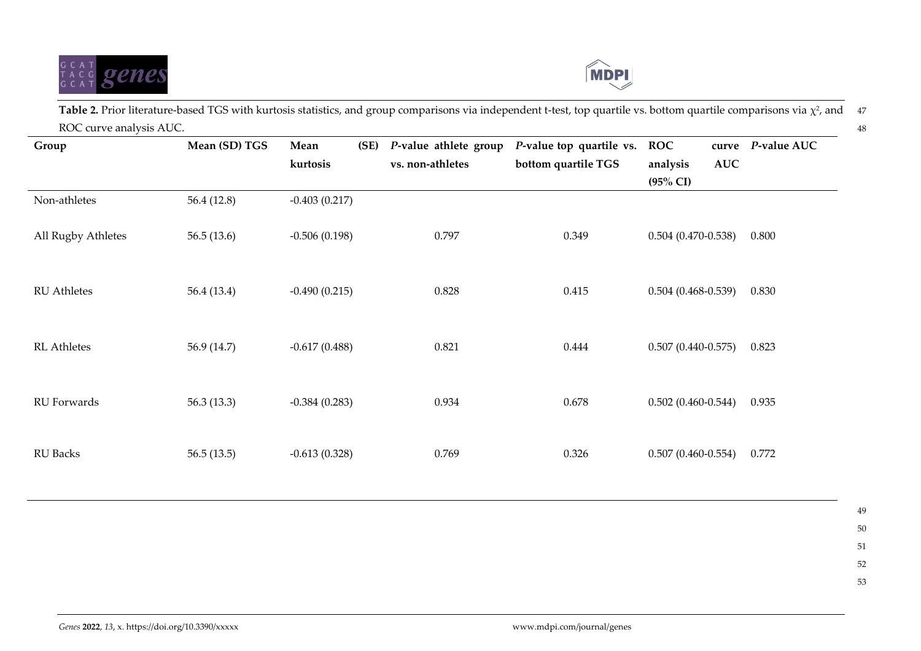**Table 2.** Prior literature-based TGS with kurtosis statistics, and group comparisons via independent t-test, top quartile vs. bottom quartile comparisons via $\chi^2$, and ROC curve analysis AUC.

| Group | Mean (SD) TGS | Mean (SE) kurtosis | *P*-value athlete group vs. non-athletes | *P*-value top quartile vs. bottom quartile TGS | ROC curve analysis AUC (95% CI) | *P*-value AUC |
|---|---|---|---|---|---|---|
| Non-athletes | 56.4 (12.8) | -0.403 (0.217) | | | | |
| All Rugby Athletes | 56.5 (13.6) | -0.506 (0.198) | 0.797 | 0.349 | 0.504 (0.470-0.538) | 0.800 |
| RU Athletes | 56.4 (13.4) | -0.490 (0.215) | 0.828 | 0.415 | 0.504 (0.468-0.539) | 0.830 |
| RL Athletes | 56.9 (14.7) | -0.617 (0.488) | 0.821 | 0.444 | 0.507 (0.440-0.575) | 0.823 |
| RU Forwards | 56.3 (13.3) | -0.384 (0.283) | 0.934 | 0.678 | 0.502 (0.460-0.544) | 0.935 |
| RU Backs | 56.5 (13.5) | -0.613 (0.328) | 0.769 | 0.326 | 0.507 (0.460-0.554) | 0.772 |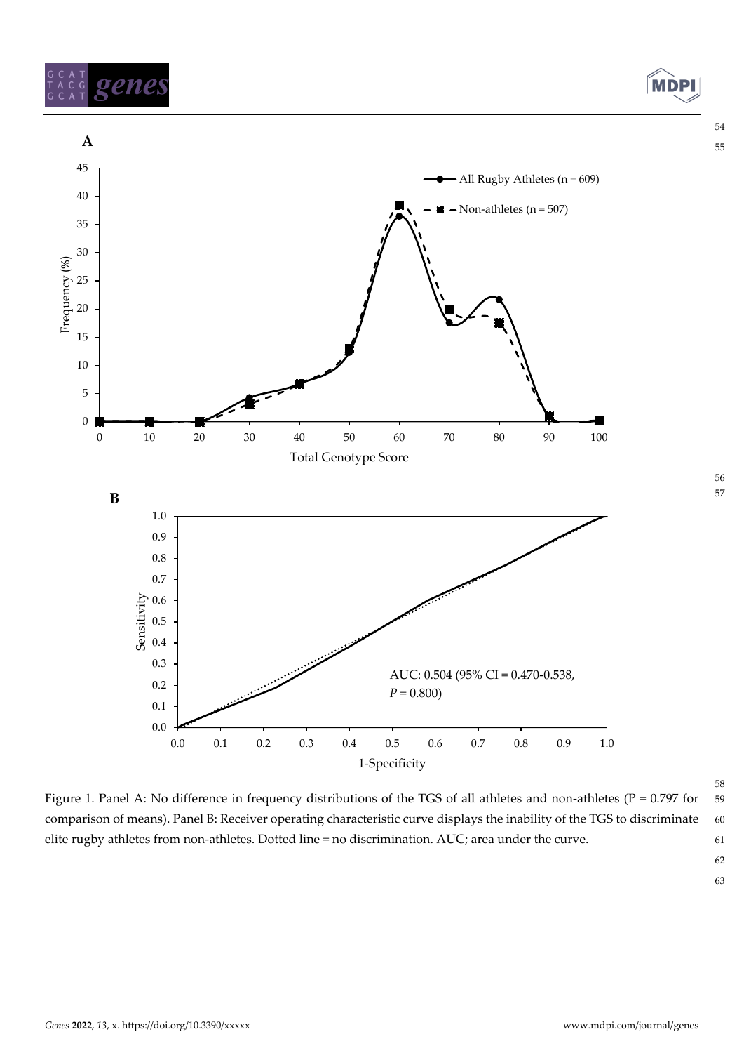Figure 1. Panel A: No difference in frequency distributions of the TGS of all athletes and non-athletes (P = 0.797 for comparison of means). Panel B: Receiver operating characteristic curve displays the inability of the TGS to discriminate elite rugby athletes from non-athletes. Dotted line = no discrimination. AUC; area under the curve.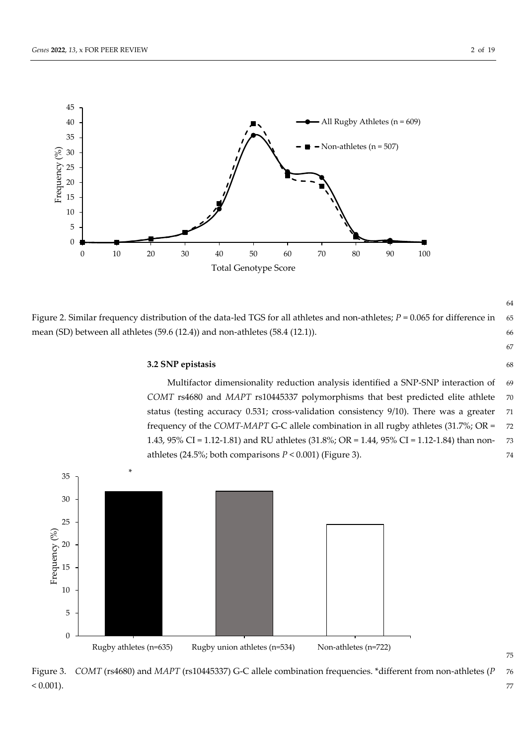Figure 2. Similar frequency distribution of the data-led TGS for all athletes and non-athletes; $P = 0.065$ for difference in mean (SD) between all athletes (59.6 (12.4)) and non-athletes (58.4 (12.1)).

### 3.2 SNP epistasis

Multifactor dimensionality reduction analysis identified a SNP-SNP interaction of *COMT* rs4680 and *MAPT* rs10445337 polymorphisms that best predicted elite athlete status (testing accuracy 0.531; cross-validation consistency 9/10). There was a greater frequency of the *COMT-MAPT* G-C allele combination in all rugby athletes (31.7%; OR = 1.43, 95% CI = 1.12-1.81) and RU athletes (31.8%; OR = 1.44, 95% CI = 1.12-1.84) than non-athletes (24.5%; both comparisons $P < 0.001$) (Figure 3).

Figure 3. *COMT* (rs4680) and *MAPT* (rs10445337) G-C allele combination frequencies. *different from non-athletes ($P < 0.001$).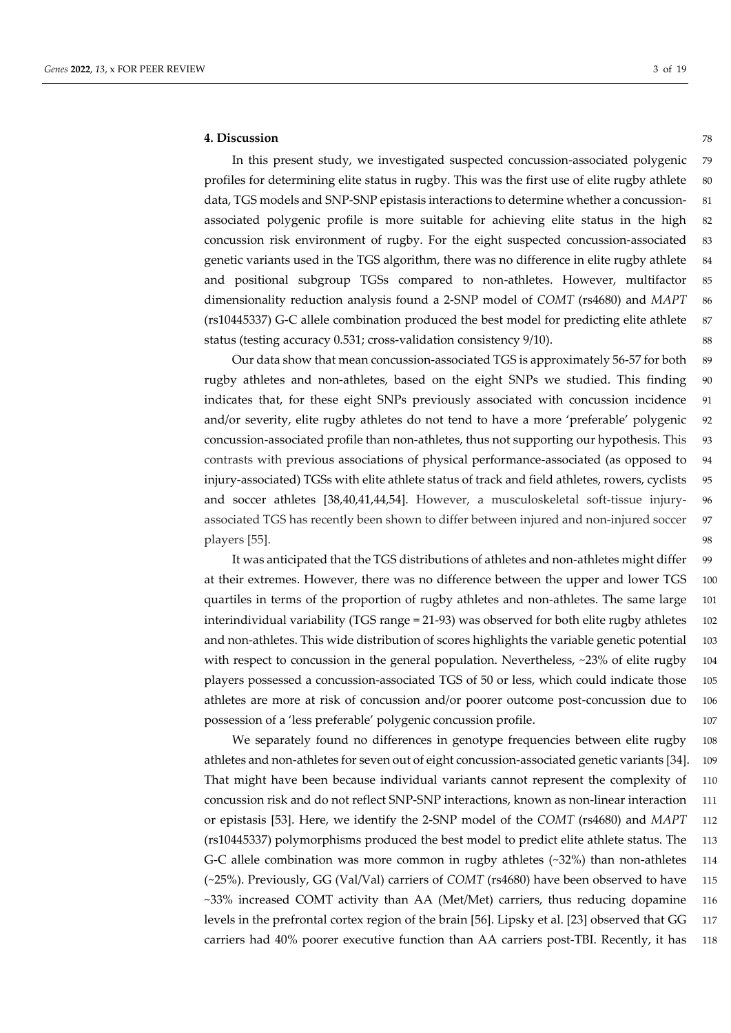## 4. Discussion

In this present study, we investigated suspected concussion-associated polygenic profiles for determining elite status in rugby. This was the first use of elite rugby athlete data, TGS models and SNP-SNP epistasis interactions to determine whether a concussion-associated polygenic profile is more suitable for achieving elite status in the high concussion risk environment of rugby. For the eight suspected concussion-associated genetic variants used in the TGS algorithm, there was no difference in elite rugby athlete and positional subgroup TGSs compared to non-athletes. However, multifactor dimensionality reduction analysis found a 2-SNP model of *COMT* (rs4680) and *MAPT* (rs10445337) G-C allele combination produced the best model for predicting elite athlete status (testing accuracy 0.531; cross-validation consistency 9/10).

Our data show that mean concussion-associated TGS is approximately 56-57 for both rugby athletes and non-athletes, based on the eight SNPs we studied. This finding indicates that, for these eight SNPs previously associated with concussion incidence and/or severity, elite rugby athletes do not tend to have a more 'preferable' polygenic concussion-associated profile than non-athletes, thus not supporting our hypothesis. This contrasts with previous associations of physical performance-associated (as opposed to injury-associated) TGSs with elite athlete status of track and field athletes, rowers, cyclists and soccer athletes [38,40,41,44,54]. However, a musculoskeletal soft-tissue injury-associated TGS has recently been shown to differ between injured and non-injured soccer players [55].

It was anticipated that the TGS distributions of athletes and non-athletes might differ at their extremes. However, there was no difference between the upper and lower TGS quartiles in terms of the proportion of rugby athletes and non-athletes. The same large interindividual variability (TGS range = 21-93) was observed for both elite rugby athletes and non-athletes. This wide distribution of scores highlights the variable genetic potential with respect to concussion in the general population. Nevertheless, ~23% of elite rugby players possessed a concussion-associated TGS of 50 or less, which could indicate those athletes are more at risk of concussion and/or poorer outcome post-concussion due to possession of a 'less preferable' polygenic concussion profile.

We separately found no differences in genotype frequencies between elite rugby athletes and non-athletes for seven out of eight concussion-associated genetic variants [34]. That might have been because individual variants cannot represent the complexity of concussion risk and do not reflect SNP-SNP interactions, known as non-linear interaction or epistasis [53]. Here, we identify the 2-SNP model of the *COMT* (rs4680) and *MAPT* (rs10445337) polymorphisms produced the best model to predict elite athlete status. The G-C allele combination was more common in rugby athletes (~32%) than non-athletes (~25%). Previously, GG (Val/Val) carriers of *COMT* (rs4680) have been observed to have ~33% increased COMT activity than AA (Met/Met) carriers, thus reducing dopamine levels in the prefrontal cortex region of the brain [56]. Lipsky et al. [23] observed that GG carriers had 40% poorer executive function than AA carriers post-TBI. Recently, it has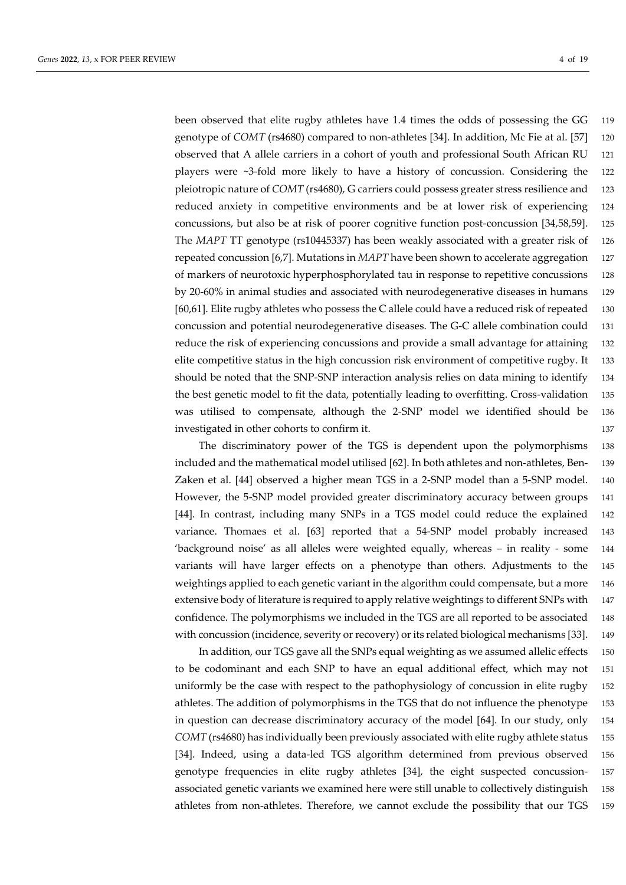been observed that elite rugby athletes have 1.4 times the odds of possessing the GG genotype of *COMT* (rs4680) compared to non-athletes [34]. In addition, Mc Fie at al. [57] observed that A allele carriers in a cohort of youth and professional South African RU players were ~3-fold more likely to have a history of concussion. Considering the pleiotropic nature of *COMT* (rs4680), G carriers could possess greater stress resilience and reduced anxiety in competitive environments and be at lower risk of experiencing concussions, but also be at risk of poorer cognitive function post-concussion [34,58,59]. The *MAPT* TT genotype (rs10445337) has been weakly associated with a greater risk of repeated concussion [6,7]. Mutations in *MAPT* have been shown to accelerate aggregation of markers of neurotoxic hyperphosphorylated tau in response to repetitive concussions by 20-60% in animal studies and associated with neurodegenerative diseases in humans [60,61]. Elite rugby athletes who possess the C allele could have a reduced risk of repeated concussion and potential neurodegenerative diseases. The G-C allele combination could reduce the risk of experiencing concussions and provide a small advantage for attaining elite competitive status in the high concussion risk environment of competitive rugby. It should be noted that the SNP-SNP interaction analysis relies on data mining to identify the best genetic model to fit the data, potentially leading to overfitting. Cross-validation was utilised to compensate, although the 2-SNP model we identified should be investigated in other cohorts to confirm it.

The discriminatory power of the TGS is dependent upon the polymorphisms included and the mathematical model utilised [62]. In both athletes and non-athletes, Ben-Zaken et al. [44] observed a higher mean TGS in a 2-SNP model than a 5-SNP model. However, the 5-SNP model provided greater discriminatory accuracy between groups [44]. In contrast, including many SNPs in a TGS model could reduce the explained variance. Thomaes et al. [63] reported that a 54-SNP model probably increased 'background noise' as all alleles were weighted equally, whereas – in reality - some variants will have larger effects on a phenotype than others. Adjustments to the weightings applied to each genetic variant in the algorithm could compensate, but a more extensive body of literature is required to apply relative weightings to different SNPs with confidence. The polymorphisms we included in the TGS are all reported to be associated with concussion (incidence, severity or recovery) or its related biological mechanisms [33].

In addition, our TGS gave all the SNPs equal weighting as we assumed allelic effects to be codominant and each SNP to have an equal additional effect, which may not uniformly be the case with respect to the pathophysiology of concussion in elite rugby athletes. The addition of polymorphisms in the TGS that do not influence the phenotype in question can decrease discriminatory accuracy of the model [64]. In our study, only *COMT* (rs4680) has individually been previously associated with elite rugby athlete status [34]. Indeed, using a data-led TGS algorithm determined from previous observed genotype frequencies in elite rugby athletes [34], the eight suspected concussion-associated genetic variants we examined here were still unable to collectively distinguish athletes from non-athletes. Therefore, we cannot exclude the possibility that our TGS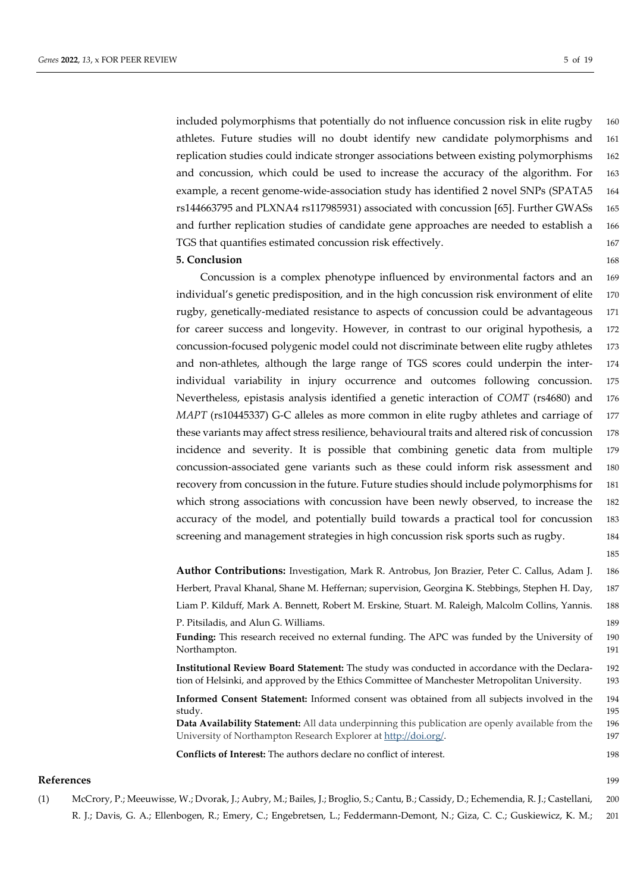included polymorphisms that potentially do not influence concussion risk in elite rugby athletes. Future studies will no doubt identify new candidate polymorphisms and replication studies could indicate stronger associations between existing polymorphisms and concussion, which could be used to increase the accuracy of the algorithm. For example, a recent genome-wide-association study has identified 2 novel SNPs (SPATA5 rs144663795 and PLXNA4 rs117985931) associated with concussion [65]. Further GWASs and further replication studies of candidate gene approaches are needed to establish a TGS that quantifies estimated concussion risk effectively.

## 5. Conclusion

Concussion is a complex phenotype influenced by environmental factors and an individual's genetic predisposition, and in the high concussion risk environment of elite rugby, genetically-mediated resistance to aspects of concussion could be advantageous for career success and longevity. However, in contrast to our original hypothesis, a concussion-focused polygenic model could not discriminate between elite rugby athletes and non-athletes, although the large range of TGS scores could underpin the inter-individual variability in injury occurrence and outcomes following concussion. Nevertheless, epistasis analysis identified a genetic interaction of *COMT* (rs4680) and *MAPT* (rs10445337) G-C alleles as more common in elite rugby athletes and carriage of these variants may affect stress resilience, behavioural traits and altered risk of concussion incidence and severity. It is possible that combining genetic data from multiple concussion-associated gene variants such as these could inform risk assessment and recovery from concussion in the future. Future studies should include polymorphisms for which strong associations with concussion have been newly observed, to increase the accuracy of the model, and potentially build towards a practical tool for concussion screening and management strategies in high concussion risk sports such as rugby.

**Author Contributions:** Investigation, Mark R. Antrobus, Jon Brazier, Peter C. Callus, Adam J. Herbert, Praval Khanal, Shane M. Heffernan; supervision, Georgina K. Stebbings, Stephen H. Day, Liam P. Kilduff, Mark A. Bennett, Robert M. Erskine, Stuart. M. Raleigh, Malcolm Collins, Yannis. P. Pitsiladis, and Alun G. Williams.

**Funding:** This research received no external funding. The APC was funded by the University of Northampton.

**Institutional Review Board Statement:** The study was conducted in accordance with the Declaration of Helsinki, and approved by the Ethics Committee of Manchester Metropolitan University.

**Informed Consent Statement:** Informed consent was obtained from all subjects involved in the study.

**Data Availability Statement:** All data underpinning this publication are openly available from the University of Northampton Research Explorer at http://doi.org/.

**Conflicts of Interest:** The authors declare no conflict of interest.

## References

(1) McCrory, P.; Meeuwisse, W.; Dvorak, J.; Aubry, M.; Bailes, J.; Broglio, S.; Cantu, B.; Cassidy, D.; Echemendia, R. J.; Castellani, R. J.; Davis, G. A.; Ellenbogen, R.; Emery, C.; Engebretsen, L.; Feddermann-Demont, N.; Giza, C. C.; Guskiewicz, K. M.;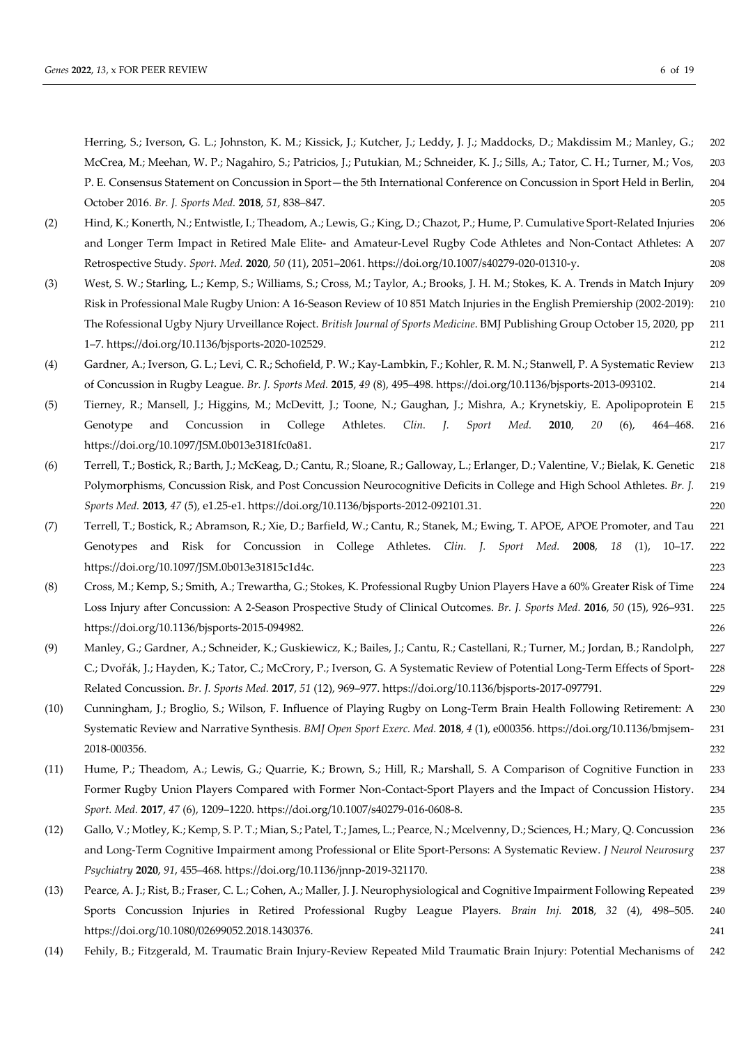Herring, S.; Iverson, G. L.; Johnston, K. M.; Kissick, J.; Kutcher, J.; Leddy, J. J.; Maddocks, D.; Makdissim M.; Manley, G.; McCrea, M.; Meehan, W. P.; Nagahiro, S.; Patricios, J.; Putukian, M.; Schneider, K. J.; Sills, A.; Tator, C. H.; Turner, M.; Vos, P. E. Consensus Statement on Concussion in Sport—the 5th International Conference on Concussion in Sport Held in Berlin, October 2016. *Br. J. Sports Med.* **2018**, *51*, 838–847.

(2) Hind, K.; Konerth, N.; Entwistle, I.; Theadom, A.; Lewis, G.; King, D.; Chazot, P.; Hume, P. Cumulative Sport-Related Injuries and Longer Term Impact in Retired Male Elite- and Amateur-Level Rugby Code Athletes and Non-Contact Athletes: A Retrospective Study. *Sport. Med.* **2020**, *50* (11), 2051–2061. https://doi.org/10.1007/s40279-020-01310-y.

(3) West, S. W.; Starling, L.; Kemp, S.; Williams, S.; Cross, M.; Taylor, A.; Brooks, J. H. M.; Stokes, K. A. Trends in Match Injury Risk in Professional Male Rugby Union: A 16-Season Review of 10 851 Match Injuries in the English Premiership (2002-2019): The Rofessional Ugby Njury Urveillance Roject. *British Journal of Sports Medicine*. BMJ Publishing Group October 15, 2020, pp 1–7. https://doi.org/10.1136/bjsports-2020-102529.

(4) Gardner, A.; Iverson, G. L.; Levi, C. R.; Schofield, P. W.; Kay-Lambkin, F.; Kohler, R. M. N.; Stanwell, P. A Systematic Review of Concussion in Rugby League. *Br. J. Sports Med.* **2015**, *49* (8), 495–498. https://doi.org/10.1136/bjsports-2013-093102.

(5) Tierney, R.; Mansell, J.; Higgins, M.; McDevitt, J.; Toone, N.; Gaughan, J.; Mishra, A.; Krynetskiy, E. Apolipoprotein E Genotype and Concussion in College Athletes. *Clin. J. Sport Med.* **2010**, *20* (6), 464–468. https://doi.org/10.1097/JSM.0b013e3181fc0a81.

(6) Terrell, T.; Bostick, R.; Barth, J.; McKeag, D.; Cantu, R.; Sloane, R.; Galloway, L.; Erlanger, D.; Valentine, V.; Bielak, K. Genetic Polymorphisms, Concussion Risk, and Post Concussion Neurocognitive Deficits in College and High School Athletes. *Br. J. Sports Med.* **2013**, *47* (5), e1.25-e1. https://doi.org/10.1136/bjsports-2012-092101.31.

(7) Terrell, T.; Bostick, R.; Abramson, R.; Xie, D.; Barfield, W.; Cantu, R.; Stanek, M.; Ewing, T. APOE, APOE Promoter, and Tau Genotypes and Risk for Concussion in College Athletes. *Clin. J. Sport Med.* **2008**, *18* (1), 10–17. https://doi.org/10.1097/JSM.0b013e31815c1d4c.

(8) Cross, M.; Kemp, S.; Smith, A.; Trewartha, G.; Stokes, K. Professional Rugby Union Players Have a 60% Greater Risk of Time Loss Injury after Concussion: A 2-Season Prospective Study of Clinical Outcomes. *Br. J. Sports Med.* **2016**, *50* (15), 926–931. https://doi.org/10.1136/bjsports-2015-094982.

(9) Manley, G.; Gardner, A.; Schneider, K.; Guskiewicz, K.; Bailes, J.; Cantu, R.; Castellani, R.; Turner, M.; Jordan, B.; Randolph, C.; Dvořák, J.; Hayden, K.; Tator, C.; McCrory, P.; Iverson, G. A Systematic Review of Potential Long-Term Effects of Sport-Related Concussion. *Br. J. Sports Med.* **2017**, *51* (12), 969–977. https://doi.org/10.1136/bjsports-2017-097791.

(10) Cunningham, J.; Broglio, S.; Wilson, F. Influence of Playing Rugby on Long-Term Brain Health Following Retirement: A Systematic Review and Narrative Synthesis. *BMJ Open Sport Exerc. Med.* **2018**, *4* (1), e000356. https://doi.org/10.1136/bmjsem-2018-000356.

(11) Hume, P.; Theadom, A.; Lewis, G.; Quarrie, K.; Brown, S.; Hill, R.; Marshall, S. A Comparison of Cognitive Function in Former Rugby Union Players Compared with Former Non-Contact-Sport Players and the Impact of Concussion History. *Sport. Med.* **2017**, *47* (6), 1209–1220. https://doi.org/10.1007/s40279-016-0608-8.

(12) Gallo, V.; Motley, K.; Kemp, S. P. T.; Mian, S.; Patel, T.; James, L.; Pearce, N.; Mcelvenny, D.; Sciences, H.; Mary, Q. Concussion and Long-Term Cognitive Impairment among Professional or Elite Sport-Persons: A Systematic Review. *J Neurol Neurosurg Psychiatry* **2020**, *91*, 455–468. https://doi.org/10.1136/jnnp-2019-321170.

(13) Pearce, A. J.; Rist, B.; Fraser, C. L.; Cohen, A.; Maller, J. J. Neurophysiological and Cognitive Impairment Following Repeated Sports Concussion Injuries in Retired Professional Rugby League Players. *Brain Inj.* **2018**, *32* (4), 498–505. https://doi.org/10.1080/02699052.2018.1430376.

(14) Fehily, B.; Fitzgerald, M. Traumatic Brain Injury-Review Repeated Mild Traumatic Brain Injury: Potential Mechanisms of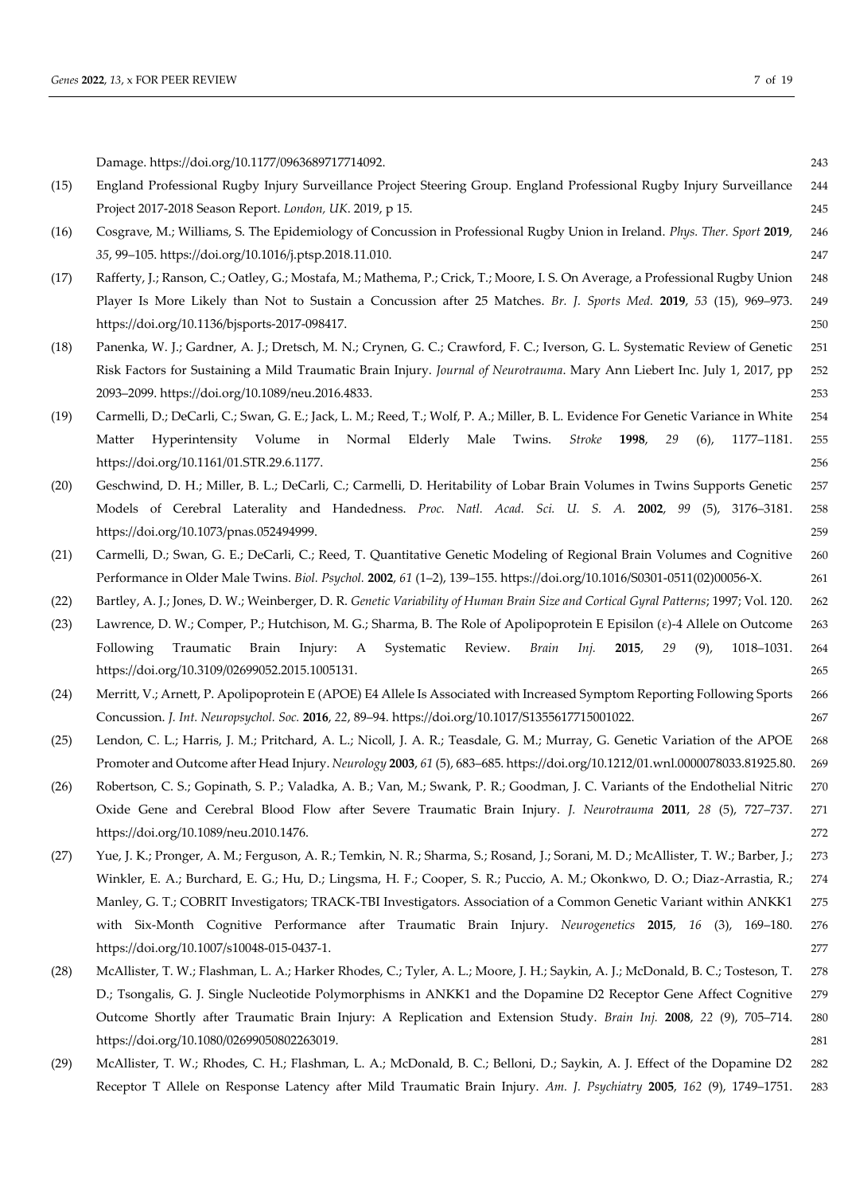Damage. https://doi.org/10.1177/0963689717714092.

(15) England Professional Rugby Injury Surveillance Project Steering Group. England Professional Rugby Injury Surveillance Project 2017-2018 Season Report. *London, UK*. 2019, p 15.

(16) Cosgrave, M.; Williams, S. The Epidemiology of Concussion in Professional Rugby Union in Ireland. *Phys. Ther. Sport* **2019**, *35*, 99–105. https://doi.org/10.1016/j.ptsp.2018.11.010.

(17) Rafferty, J.; Ranson, C.; Oatley, G.; Mostafa, M.; Mathema, P.; Crick, T.; Moore, I. S. On Average, a Professional Rugby Union Player Is More Likely than Not to Sustain a Concussion after 25 Matches. *Br. J. Sports Med.* **2019**, *53* (15), 969–973. https://doi.org/10.1136/bjsports-2017-098417.

(18) Panenka, W. J.; Gardner, A. J.; Dretsch, M. N.; Crynen, G. C.; Crawford, F. C.; Iverson, G. L. Systematic Review of Genetic Risk Factors for Sustaining a Mild Traumatic Brain Injury. *Journal of Neurotrauma*. Mary Ann Liebert Inc. July 1, 2017, pp 2093–2099. https://doi.org/10.1089/neu.2016.4833.

(19) Carmelli, D.; DeCarli, C.; Swan, G. E.; Jack, L. M.; Reed, T.; Wolf, P. A.; Miller, B. L. Evidence For Genetic Variance in White Matter Hyperintensity Volume in Normal Elderly Male Twins. *Stroke* **1998**, *29* (6), 1177–1181. https://doi.org/10.1161/01.STR.29.6.1177.

(20) Geschwind, D. H.; Miller, B. L.; DeCarli, C.; Carmelli, D. Heritability of Lobar Brain Volumes in Twins Supports Genetic Models of Cerebral Laterality and Handedness. *Proc. Natl. Acad. Sci. U. S. A.* **2002**, *99* (5), 3176–3181. https://doi.org/10.1073/pnas.052494999.

(21) Carmelli, D.; Swan, G. E.; DeCarli, C.; Reed, T. Quantitative Genetic Modeling of Regional Brain Volumes and Cognitive Performance in Older Male Twins. *Biol. Psychol.* **2002**, *61* (1–2), 139–155. https://doi.org/10.1016/S0301-0511(02)00056-X.

(22) Bartley, A. J.; Jones, D. W.; Weinberger, D. R. *Genetic Variability of Human Brain Size and Cortical Gyral Patterns*; 1997; Vol. 120.

(23) Lawrence, D. W.; Comper, P.; Hutchison, M. G.; Sharma, B. The Role of Apolipoprotein E Episilon (ε)-4 Allele on Outcome Following Traumatic Brain Injury: A Systematic Review. *Brain Inj.* **2015**, *29* (9), 1018–1031. https://doi.org/10.3109/02699052.2015.1005131.

(24) Merritt, V.; Arnett, P. Apolipoprotein E (APOE) E4 Allele Is Associated with Increased Symptom Reporting Following Sports Concussion. *J. Int. Neuropsychol. Soc.* **2016**, *22*, 89–94. https://doi.org/10.1017/S1355617715001022.

(25) Lendon, C. L.; Harris, J. M.; Pritchard, A. L.; Nicoll, J. A. R.; Teasdale, G. M.; Murray, G. Genetic Variation of the APOE Promoter and Outcome after Head Injury. *Neurology* **2003**, *61* (5), 683–685. https://doi.org/10.1212/01.wnl.0000078033.81925.80.

(26) Robertson, C. S.; Gopinath, S. P.; Valadka, A. B.; Van, M.; Swank, P. R.; Goodman, J. C. Variants of the Endothelial Nitric Oxide Gene and Cerebral Blood Flow after Severe Traumatic Brain Injury. *J. Neurotrauma* **2011**, *28* (5), 727–737. https://doi.org/10.1089/neu.2010.1476.

(27) Yue, J. K.; Pronger, A. M.; Ferguson, A. R.; Temkin, N. R.; Sharma, S.; Rosand, J.; Sorani, M. D.; McAllister, T. W.; Barber, J.; Winkler, E. A.; Burchard, E. G.; Hu, D.; Lingsma, H. F.; Cooper, S. R.; Puccio, A. M.; Okonkwo, D. O.; Diaz-Arrastia, R.; Manley, G. T.; COBRIT Investigators; TRACK-TBI Investigators. Association of a Common Genetic Variant within ANKK1 with Six-Month Cognitive Performance after Traumatic Brain Injury. *Neurogenetics* **2015**, *16* (3), 169–180. https://doi.org/10.1007/s10048-015-0437-1.

(28) McAllister, T. W.; Flashman, L. A.; Harker Rhodes, C.; Tyler, A. L.; Moore, J. H.; Saykin, A. J.; McDonald, B. C.; Tosteson, T. D.; Tsongalis, G. J. Single Nucleotide Polymorphisms in ANKK1 and the Dopamine D2 Receptor Gene Affect Cognitive Outcome Shortly after Traumatic Brain Injury: A Replication and Extension Study. *Brain Inj.* **2008**, *22* (9), 705–714. https://doi.org/10.1080/02699050802263019.

(29) McAllister, T. W.; Rhodes, C. H.; Flashman, L. A.; McDonald, B. C.; Belloni, D.; Saykin, A. J. Effect of the Dopamine D2 Receptor T Allele on Response Latency after Mild Traumatic Brain Injury. *Am. J. Psychiatry* **2005**, *162* (9), 1749–1751.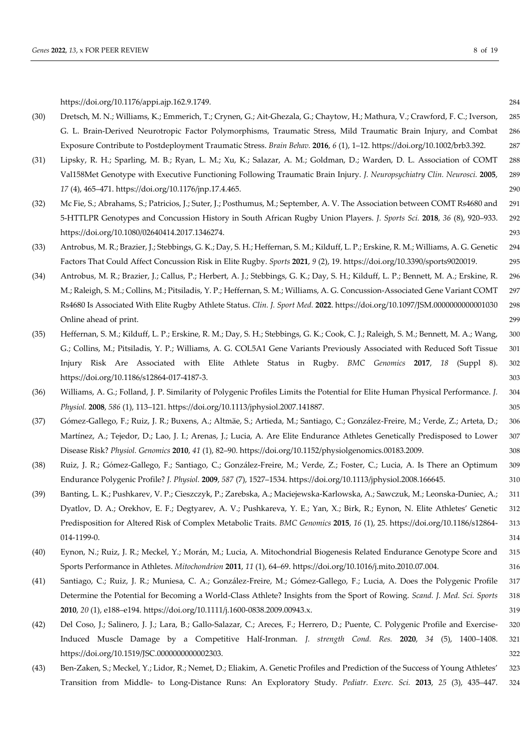https://doi.org/10.1176/appi.ajp.162.9.1749.

(30) Dretsch, M. N.; Williams, K.; Emmerich, T.; Crynen, G.; Ait-Ghezala, G.; Chaytow, H.; Mathura, V.; Crawford, F. C.; Iverson, G. L. Brain-Derived Neurotropic Factor Polymorphisms, Traumatic Stress, Mild Traumatic Brain Injury, and Combat Exposure Contribute to Postdeployment Traumatic Stress. *Brain Behav.* **2016**, *6* (1), 1–12. https://doi.org/10.1002/brb3.392.

(31) Lipsky, R. H.; Sparling, M. B.; Ryan, L. M.; Xu, K.; Salazar, A. M.; Goldman, D.; Warden, D. L. Association of COMT Val158Met Genotype with Executive Functioning Following Traumatic Brain Injury. *J. Neuropsychiatry Clin. Neurosci.* **2005**, *17* (4), 465–471. https://doi.org/10.1176/jnp.17.4.465.

(32) Mc Fie, S.; Abrahams, S.; Patricios, J.; Suter, J.; Posthumus, M.; September, A. V. The Association between COMT Rs4680 and 5-HTTLPR Genotypes and Concussion History in South African Rugby Union Players. *J. Sports Sci.* **2018**, *36* (8), 920–933. https://doi.org/10.1080/02640414.2017.1346274.

(33) Antrobus, M. R.; Brazier, J.; Stebbings, G. K.; Day, S. H.; Heffernan, S. M.; Kilduff, L. P.; Erskine, R. M.; Williams, A. G. Genetic Factors That Could Affect Concussion Risk in Elite Rugby. *Sports* **2021**, *9* (2), 19. https://doi.org/10.3390/sports9020019.

(34) Antrobus, M. R.; Brazier, J.; Callus, P.; Herbert, A. J.; Stebbings, G. K.; Day, S. H.; Kilduff, L. P.; Bennett, M. A.; Erskine, R. M.; Raleigh, S. M.; Collins, M.; Pitsiladis, Y. P.; Heffernan, S. M.; Williams, A. G. Concussion-Associated Gene Variant COMT Rs4680 Is Associated With Elite Rugby Athlete Status. *Clin. J. Sport Med.* **2022**. https://doi.org/10.1097/JSM.0000000000001030 Online ahead of print.

(35) Heffernan, S. M.; Kilduff, L. P.; Erskine, R. M.; Day, S. H.; Stebbings, G. K.; Cook, C. J.; Raleigh, S. M.; Bennett, M. A.; Wang, G.; Collins, M.; Pitsiladis, Y. P.; Williams, A. G. COL5A1 Gene Variants Previously Associated with Reduced Soft Tissue Injury Risk Are Associated with Elite Athlete Status in Rugby. *BMC Genomics* **2017**, *18* (Suppl 8). https://doi.org/10.1186/s12864-017-4187-3.

(36) Williams, A. G.; Folland, J. P. Similarity of Polygenic Profiles Limits the Potential for Elite Human Physical Performance. *J. Physiol.* **2008**, *586* (1), 113–121. https://doi.org/10.1113/jphysiol.2007.141887.

(37) Gómez-Gallego, F.; Ruiz, J. R.; Buxens, A.; Altmäe, S.; Artieda, M.; Santiago, C.; González-Freire, M.; Verde, Z.; Arteta, D.; Martínez, A.; Tejedor, D.; Lao, J. I.; Arenas, J.; Lucia, A. Are Elite Endurance Athletes Genetically Predisposed to Lower Disease Risk? *Physiol. Genomics* **2010**, *41* (1), 82–90. https://doi.org/10.1152/physiolgenomics.00183.2009.

(38) Ruiz, J. R.; Gómez-Gallego, F.; Santiago, C.; González-Freire, M.; Verde, Z.; Foster, C.; Lucia, A. Is There an Optimum Endurance Polygenic Profile? *J. Physiol.* **2009**, *587* (7), 1527–1534. https://doi.org/10.1113/jphysiol.2008.166645.

(39) Banting, L. K.; Pushkarev, V. P.; Cieszczyk, P.; Zarebska, A.; Maciejewska-Karlowska, A.; Sawczuk, M.; Leonska-Duniec, A.; Dyatlov, D. A.; Orekhov, E. F.; Degtyarev, A. V.; Pushkareva, Y. E.; Yan, X.; Birk, R.; Eynon, N. Elite Athletes' Genetic Predisposition for Altered Risk of Complex Metabolic Traits. *BMC Genomics* **2015**, *16* (1), 25. https://doi.org/10.1186/s12864-014-1199-0.

(40) Eynon, N.; Ruiz, J. R.; Meckel, Y.; Morán, M.; Lucia, A. Mitochondrial Biogenesis Related Endurance Genotype Score and Sports Performance in Athletes. *Mitochondrion* **2011**, *11* (1), 64–69. https://doi.org/10.1016/j.mito.2010.07.004.

(41) Santiago, C.; Ruiz, J. R.; Muniesa, C. A.; González-Freire, M.; Gómez-Gallego, F.; Lucia, A. Does the Polygenic Profile Determine the Potential for Becoming a World-Class Athlete? Insights from the Sport of Rowing. *Scand. J. Med. Sci. Sports* **2010**, *20* (1), e188–e194. https://doi.org/10.1111/j.1600-0838.2009.00943.x.

(42) Del Coso, J.; Salinero, J. J.; Lara, B.; Gallo-Salazar, C.; Areces, F.; Herrero, D.; Puente, C. Polygenic Profile and Exercise-Induced Muscle Damage by a Competitive Half-Ironman. *J. strength Cond. Res.* **2020**, *34* (5), 1400–1408. https://doi.org/10.1519/JSC.0000000000002303.

(43) Ben-Zaken, S.; Meckel, Y.; Lidor, R.; Nemet, D.; Eliakim, A. Genetic Profiles and Prediction of the Success of Young Athletes' Transition from Middle- to Long-Distance Runs: An Exploratory Study. *Pediatr. Exerc. Sci.* **2013**, *25* (3), 435–447.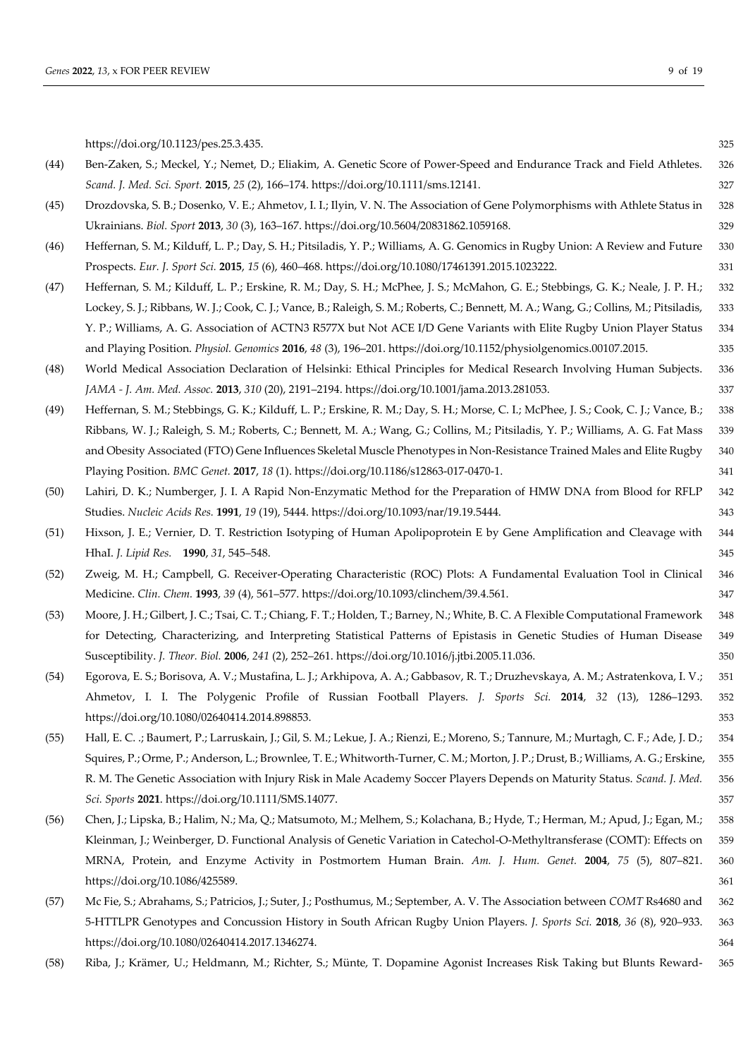https://doi.org/10.1123/pes.25.3.435.

(44) Ben-Zaken, S.; Meckel, Y.; Nemet, D.; Eliakim, A. Genetic Score of Power-Speed and Endurance Track and Field Athletes. *Scand. J. Med. Sci. Sport.* **2015**, *25* (2), 166–174. https://doi.org/10.1111/sms.12141.

(45) Drozdovska, S. B.; Dosenko, V. E.; Ahmetov, I. I.; Ilyin, V. N. The Association of Gene Polymorphisms with Athlete Status in Ukrainians. *Biol. Sport* **2013**, *30* (3), 163–167. https://doi.org/10.5604/20831862.1059168.

(46) Heffernan, S. M.; Kilduff, L. P.; Day, S. H.; Pitsiladis, Y. P.; Williams, A. G. Genomics in Rugby Union: A Review and Future Prospects. *Eur. J. Sport Sci.* **2015**, *15* (6), 460–468. https://doi.org/10.1080/17461391.2015.1023222.

(47) Heffernan, S. M.; Kilduff, L. P.; Erskine, R. M.; Day, S. H.; McPhee, J. S.; McMahon, G. E.; Stebbings, G. K.; Neale, J. P. H.; Lockey, S. J.; Ribbans, W. J.; Cook, C. J.; Vance, B.; Raleigh, S. M.; Roberts, C.; Bennett, M. A.; Wang, G.; Collins, M.; Pitsiladis, Y. P.; Williams, A. G. Association of ACTN3 R577X but Not ACE I/D Gene Variants with Elite Rugby Union Player Status and Playing Position. *Physiol. Genomics* **2016**, *48* (3), 196–201. https://doi.org/10.1152/physiolgenomics.00107.2015.

(48) World Medical Association Declaration of Helsinki: Ethical Principles for Medical Research Involving Human Subjects. *JAMA - J. Am. Med. Assoc.* **2013**, *310* (20), 2191–2194. https://doi.org/10.1001/jama.2013.281053.

(49) Heffernan, S. M.; Stebbings, G. K.; Kilduff, L. P.; Erskine, R. M.; Day, S. H.; Morse, C. I.; McPhee, J. S.; Cook, C. J.; Vance, B.; Ribbans, W. J.; Raleigh, S. M.; Roberts, C.; Bennett, M. A.; Wang, G.; Collins, M.; Pitsiladis, Y. P.; Williams, A. G. Fat Mass and Obesity Associated (FTO) Gene Influences Skeletal Muscle Phenotypes in Non-Resistance Trained Males and Elite Rugby Playing Position. *BMC Genet.* **2017**, *18* (1). https://doi.org/10.1186/s12863-017-0470-1.

(50) Lahiri, D. K.; Numberger, J. I. A Rapid Non-Enzymatic Method for the Preparation of HMW DNA from Blood for RFLP Studies. *Nucleic Acids Res.* **1991**, *19* (19), 5444. https://doi.org/10.1093/nar/19.19.5444.

(51) Hixson, J. E.; Vernier, D. T. Restriction Isotyping of Human Apolipoprotein E by Gene Amplification and Cleavage with HhaI. *J. Lipid Res.* **1990**, *31*, 545–548.

(52) Zweig, M. H.; Campbell, G. Receiver-Operating Characteristic (ROC) Plots: A Fundamental Evaluation Tool in Clinical Medicine. *Clin. Chem.* **1993**, *39* (4), 561–577. https://doi.org/10.1093/clinchem/39.4.561.

(53) Moore, J. H.; Gilbert, J. C.; Tsai, C. T.; Chiang, F. T.; Holden, T.; Barney, N.; White, B. C. A Flexible Computational Framework for Detecting, Characterizing, and Interpreting Statistical Patterns of Epistasis in Genetic Studies of Human Disease Susceptibility. *J. Theor. Biol.* **2006**, *241* (2), 252–261. https://doi.org/10.1016/j.jtbi.2005.11.036.

(54) Egorova, E. S.; Borisova, A. V.; Mustafina, L. J.; Arkhipova, A. A.; Gabbasov, R. T.; Druzhevskaya, A. M.; Astratenkova, I. V.; Ahmetov, I. I. The Polygenic Profile of Russian Football Players. *J. Sports Sci.* **2014**, *32* (13), 1286–1293. https://doi.org/10.1080/02640414.2014.898853.

(55) Hall, E. C. .; Baumert, P.; Larruskain, J.; Gil, S. M.; Lekue, J. A.; Rienzi, E.; Moreno, S.; Tannure, M.; Murtagh, C. F.; Ade, J. D.; Squires, P.; Orme, P.; Anderson, L.; Brownlee, T. E.; Whitworth-Turner, C. M.; Morton, J. P.; Drust, B.; Williams, A. G.; Erskine, R. M. The Genetic Association with Injury Risk in Male Academy Soccer Players Depends on Maturity Status. *Scand. J. Med. Sci. Sports* **2021**. https://doi.org/10.1111/SMS.14077.

(56) Chen, J.; Lipska, B.; Halim, N.; Ma, Q.; Matsumoto, M.; Melhem, S.; Kolachana, B.; Hyde, T.; Herman, M.; Apud, J.; Egan, M.; Kleinman, J.; Weinberger, D. Functional Analysis of Genetic Variation in Catechol-O-Methyltransferase (COMT): Effects on MRNA, Protein, and Enzyme Activity in Postmortem Human Brain. *Am. J. Hum. Genet.* **2004**, *75* (5), 807–821. https://doi.org/10.1086/425589.

(57) Mc Fie, S.; Abrahams, S.; Patricios, J.; Suter, J.; Posthumus, M.; September, A. V. The Association between *COMT* Rs4680 and 5-HTTLPR Genotypes and Concussion History in South African Rugby Union Players. *J. Sports Sci.* **2018**, *36* (8), 920–933. https://doi.org/10.1080/02640414.2017.1346274.

(58) Riba, J.; Krämer, U.; Heldmann, M.; Richter, S.; Münte, T. Dopamine Agonist Increases Risk Taking but Blunts Reward-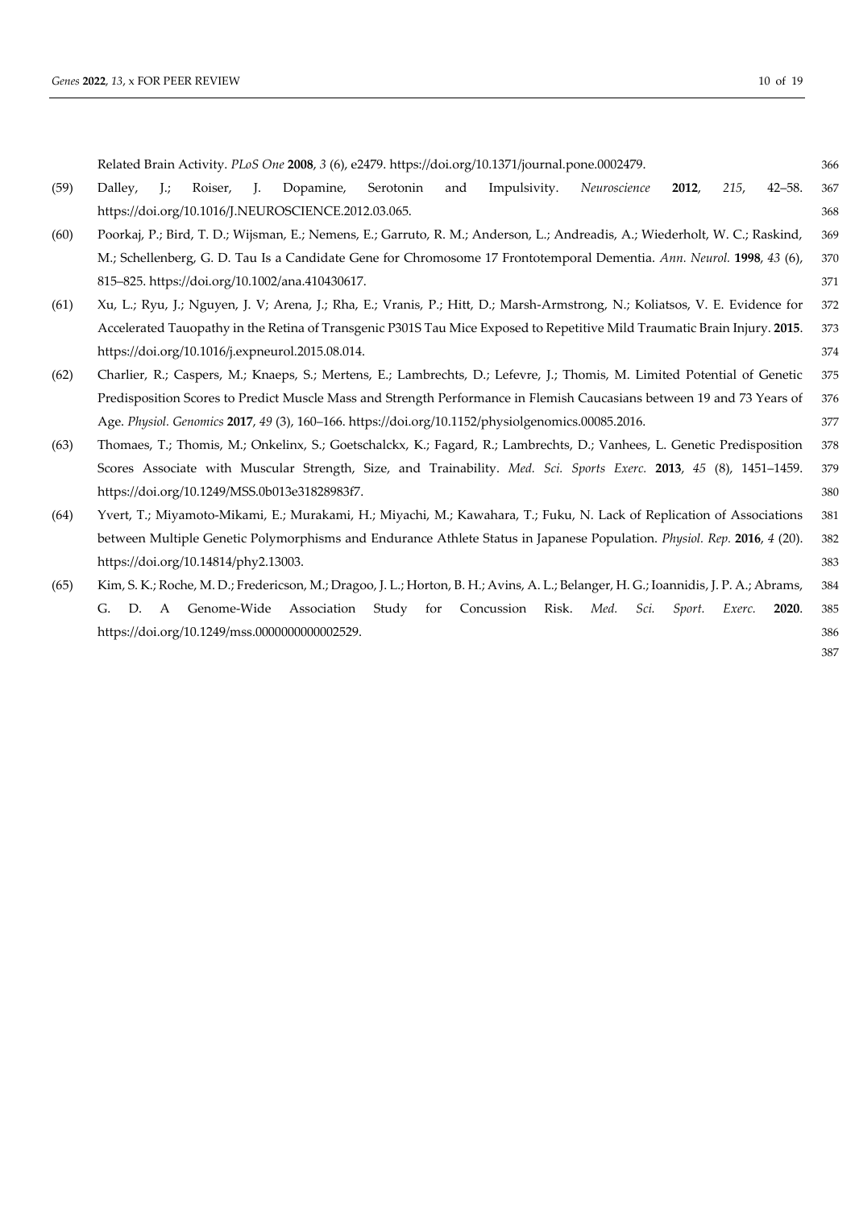Related Brain Activity. *PLoS One* **2008**, *3* (6), e2479. https://doi.org/10.1371/journal.pone.0002479.

(59) Dalley, J.; Roiser, J. Dopamine, Serotonin and Impulsivity. *Neuroscience* **2012**, *215*, 42–58. https://doi.org/10.1016/J.NEUROSCIENCE.2012.03.065.

(60) Poorkaj, P.; Bird, T. D.; Wijsman, E.; Nemens, E.; Garruto, R. M.; Anderson, L.; Andreadis, A.; Wiederholt, W. C.; Raskind, M.; Schellenberg, G. D. Tau Is a Candidate Gene for Chromosome 17 Frontotemporal Dementia. *Ann. Neurol.* **1998**, *43* (6), 815–825. https://doi.org/10.1002/ana.410430617.

(61) Xu, L.; Ryu, J.; Nguyen, J. V; Arena, J.; Rha, E.; Vranis, P.; Hitt, D.; Marsh-Armstrong, N.; Koliatsos, V. E. Evidence for Accelerated Tauopathy in the Retina of Transgenic P301S Tau Mice Exposed to Repetitive Mild Traumatic Brain Injury. **2015**. https://doi.org/10.1016/j.expneurol.2015.08.014.

(62) Charlier, R.; Caspers, M.; Knaeps, S.; Mertens, E.; Lambrechts, D.; Lefevre, J.; Thomis, M. Limited Potential of Genetic Predisposition Scores to Predict Muscle Mass and Strength Performance in Flemish Caucasians between 19 and 73 Years of Age. *Physiol. Genomics* **2017**, *49* (3), 160–166. https://doi.org/10.1152/physiolgenomics.00085.2016.

(63) Thomaes, T.; Thomis, M.; Onkelinx, S.; Goetschalckx, K.; Fagard, R.; Lambrechts, D.; Vanhees, L. Genetic Predisposition Scores Associate with Muscular Strength, Size, and Trainability. *Med. Sci. Sports Exerc.* **2013**, *45* (8), 1451–1459. https://doi.org/10.1249/MSS.0b013e31828983f7.

(64) Yvert, T.; Miyamoto-Mikami, E.; Murakami, H.; Miyachi, M.; Kawahara, T.; Fuku, N. Lack of Replication of Associations between Multiple Genetic Polymorphisms and Endurance Athlete Status in Japanese Population. *Physiol. Rep.* **2016**, *4* (20). https://doi.org/10.14814/phy2.13003.

(65) Kim, S. K.; Roche, M. D.; Fredericson, M.; Dragoo, J. L.; Horton, B. H.; Avins, A. L.; Belanger, H. G.; Ioannidis, J. P. A.; Abrams, G. D. A Genome-Wide Association Study for Concussion Risk. *Med. Sci. Sport. Exerc.* **2020**. https://doi.org/10.1249/mss.0000000000002529.